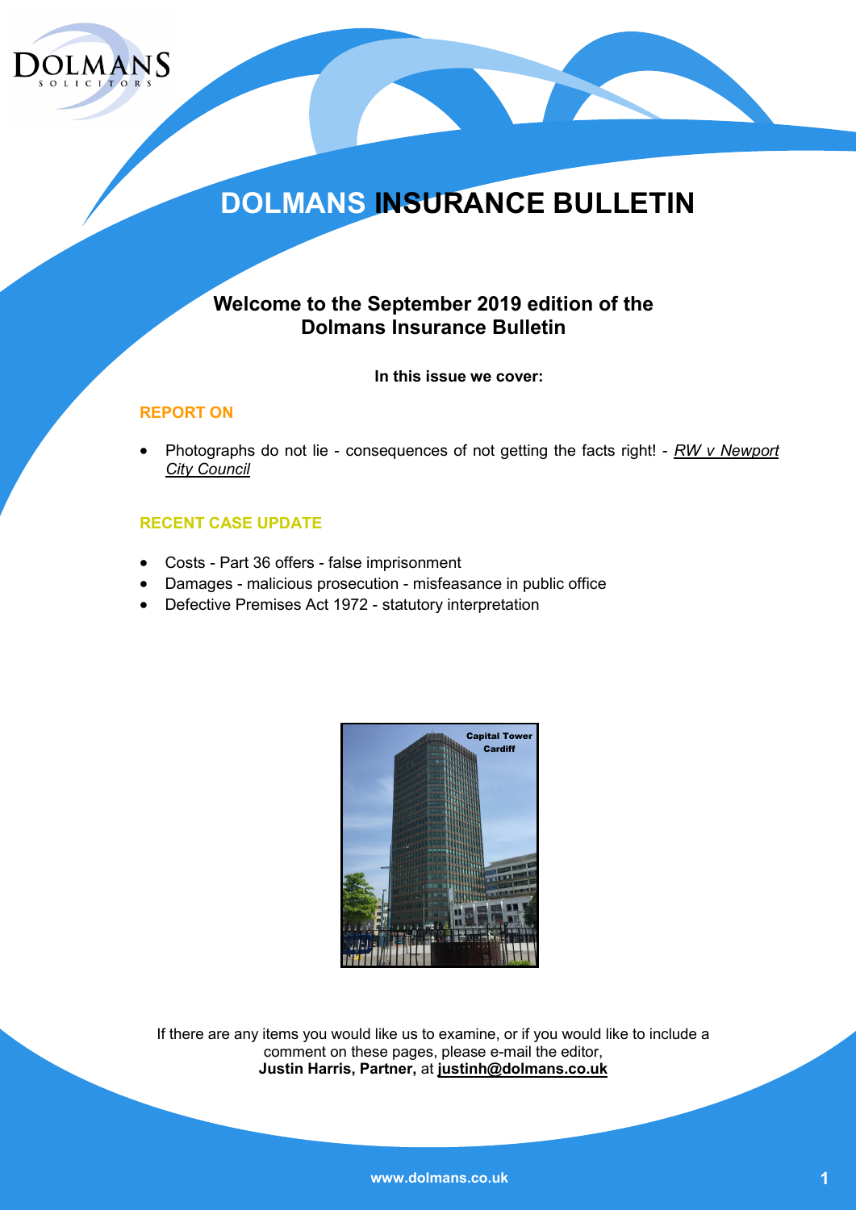# DOLMANS INSURANCE BULLETIN

## Welcome to the September 2019 edition of the Dolmans Insurance Bulletin

**In this issue we cover:**

### REPORT ON

- Photographs do not lie - consequences of not getting the facts right! - *RW v Newport City Council*

### RECENT CASE UPDATE

- Costs - Part 36 offers - false imprisonment
- Damages - malicious prosecution - misfeasance in public office
- Defective Premises Act 1972 - statutory interpretation

Capital Tower Cardiff

If there are any items you would like us to examine, or if you would like to include a comment on these pages, please e-mail the editor, **Justin Harris, Partner,** at **justinh@dolmans.co.uk**

www.dolmans.co.uk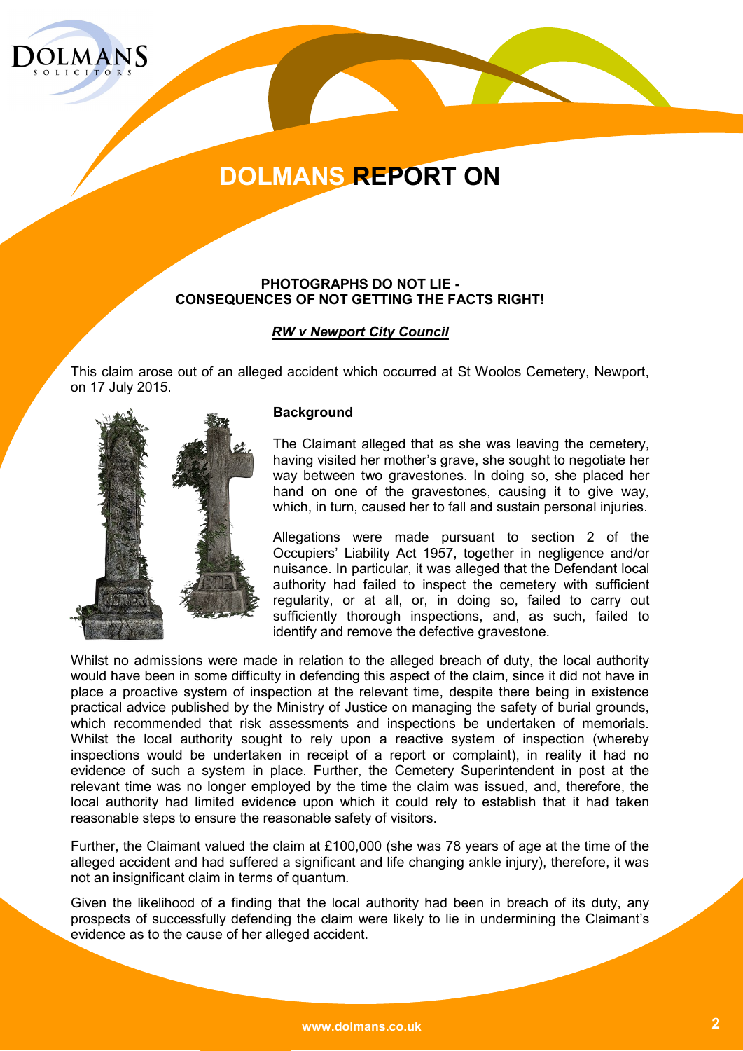# DOLMANS REPORT ON

**PHOTOGRAPHS DO NOT LIE - CONSEQUENCES OF NOT GETTING THE FACTS RIGHT!**

***RW v Newport City Council***

This claim arose out of an alleged accident which occurred at St Woolos Cemetery, Newport, on 17 July 2015.

**Background**

The Claimant alleged that as she was leaving the cemetery, having visited her mother's grave, she sought to negotiate her way between two gravestones. In doing so, she placed her hand on one of the gravestones, causing it to give way, which, in turn, caused her to fall and sustain personal injuries.

Allegations were made pursuant to section 2 of the Occupiers' Liability Act 1957, together in negligence and/or nuisance. In particular, it was alleged that the Defendant local authority had failed to inspect the cemetery with sufficient regularity, or at all, or, in doing so, failed to carry out sufficiently thorough inspections, and, as such, failed to identify and remove the defective gravestone.

Whilst no admissions were made in relation to the alleged breach of duty, the local authority would have been in some difficulty in defending this aspect of the claim, since it did not have in place a proactive system of inspection at the relevant time, despite there being in existence practical advice published by the Ministry of Justice on managing the safety of burial grounds, which recommended that risk assessments and inspections be undertaken of memorials. Whilst the local authority sought to rely upon a reactive system of inspection (whereby inspections would be undertaken in receipt of a report or complaint), in reality it had no evidence of such a system in place. Further, the Cemetery Superintendent in post at the relevant time was no longer employed by the time the claim was issued, and, therefore, the local authority had limited evidence upon which it could rely to establish that it had taken reasonable steps to ensure the reasonable safety of visitors.

Further, the Claimant valued the claim at £100,000 (she was 78 years of age at the time of the alleged accident and had suffered a significant and life changing ankle injury), therefore, it was not an insignificant claim in terms of quantum.

Given the likelihood of a finding that the local authority had been in breach of its duty, any prospects of successfully defending the claim were likely to lie in undermining the Claimant's evidence as to the cause of her alleged accident.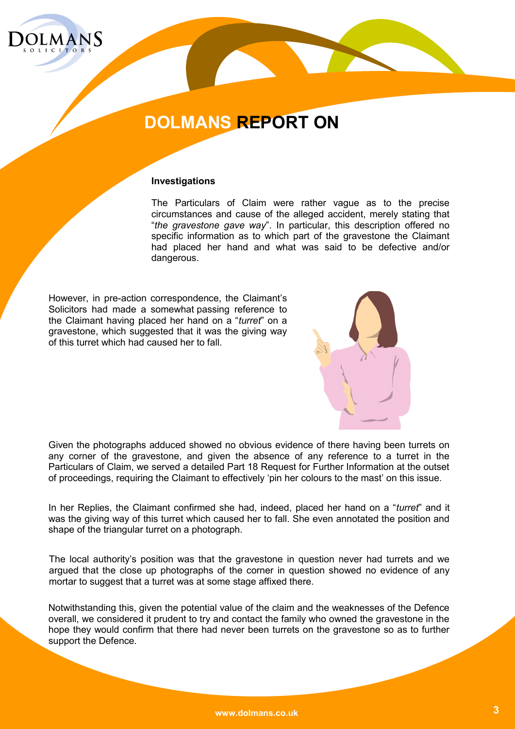# DOLMANS REPORT ON

### Investigations

The Particulars of Claim were rather vague as to the precise circumstances and cause of the alleged accident, merely stating that "*the gravestone gave way*". In particular, this description offered no specific information as to which part of the gravestone the Claimant had placed her hand and what was said to be defective and/or dangerous.

However, in pre-action correspondence, the Claimant's Solicitors had made a somewhat passing reference to the Claimant having placed her hand on a "*turret*" on a gravestone, which suggested that it was the giving way of this turret which had caused her to fall.

Given the photographs adduced showed no obvious evidence of there having been turrets on any corner of the gravestone, and given the absence of any reference to a turret in the Particulars of Claim, we served a detailed Part 18 Request for Further Information at the outset of proceedings, requiring the Claimant to effectively 'pin her colours to the mast' on this issue.

In her Replies, the Claimant confirmed she had, indeed, placed her hand on a "*turret*" and it was the giving way of this turret which caused her to fall. She even annotated the position and shape of the triangular turret on a photograph.

The local authority's position was that the gravestone in question never had turrets and we argued that the close up photographs of the corner in question showed no evidence of any mortar to suggest that a turret was at some stage affixed there.

Notwithstanding this, given the potential value of the claim and the weaknesses of the Defence overall, we considered it prudent to try and contact the family who owned the gravestone in the hope they would confirm that there had never been turrets on the gravestone so as to further support the Defence.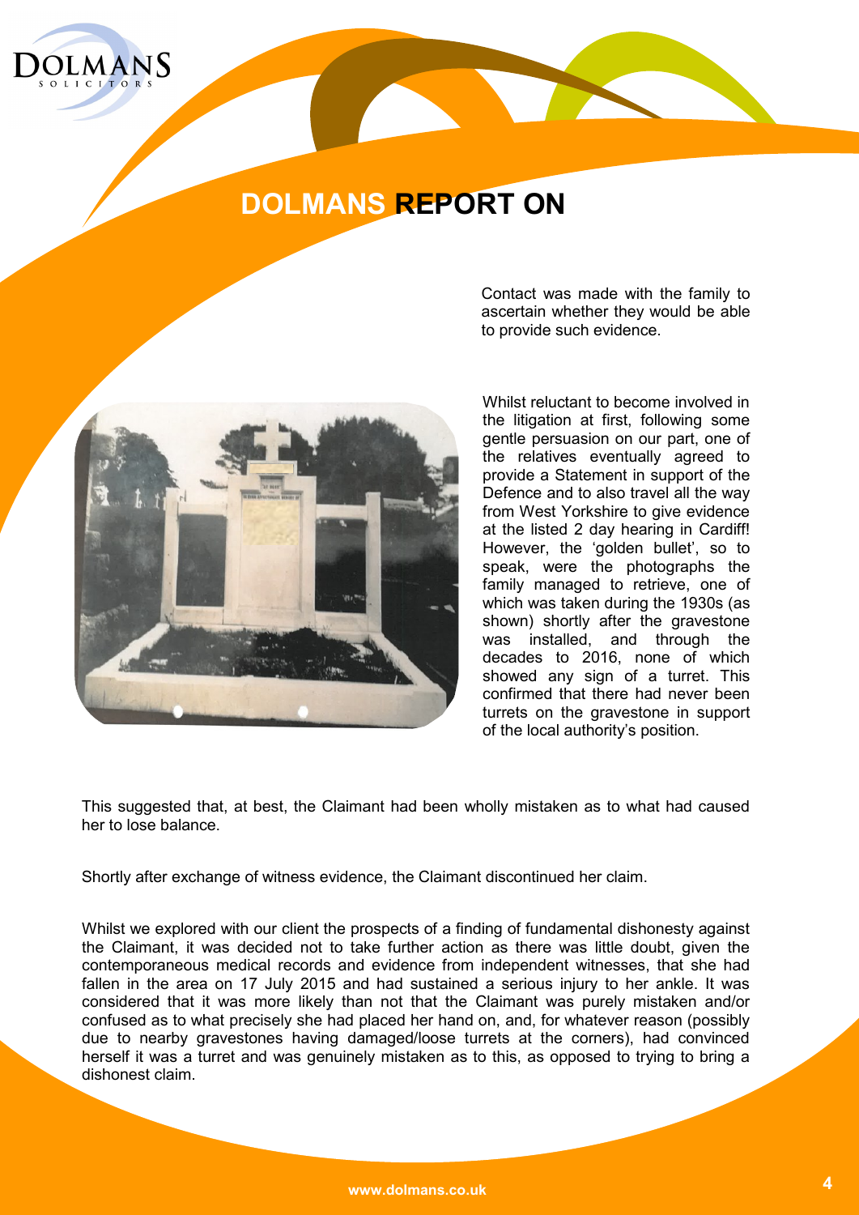# DOLMANS REPORT ON

Contact was made with the family to ascertain whether they would be able to provide such evidence.

Whilst reluctant to become involved in the litigation at first, following some gentle persuasion on our part, one of the relatives eventually agreed to provide a Statement in support of the Defence and to also travel all the way from West Yorkshire to give evidence at the listed 2 day hearing in Cardiff! However, the 'golden bullet', so to speak, were the photographs the family managed to retrieve, one of which was taken during the 1930s (as shown) shortly after the gravestone was installed, and through the decades to 2016, none of which showed any sign of a turret. This confirmed that there had never been turrets on the gravestone in support of the local authority's position.

This suggested that, at best, the Claimant had been wholly mistaken as to what had caused her to lose balance.

Shortly after exchange of witness evidence, the Claimant discontinued her claim.

Whilst we explored with our client the prospects of a finding of fundamental dishonesty against the Claimant, it was decided not to take further action as there was little doubt, given the contemporaneous medical records and evidence from independent witnesses, that she had fallen in the area on 17 July 2015 and had sustained a serious injury to her ankle. It was considered that it was more likely than not that the Claimant was purely mistaken and/or confused as to what precisely she had placed her hand on, and, for whatever reason (possibly due to nearby gravestones having damaged/loose turrets at the corners), had convinced herself it was a turret and was genuinely mistaken as to this, as opposed to trying to bring a dishonest claim.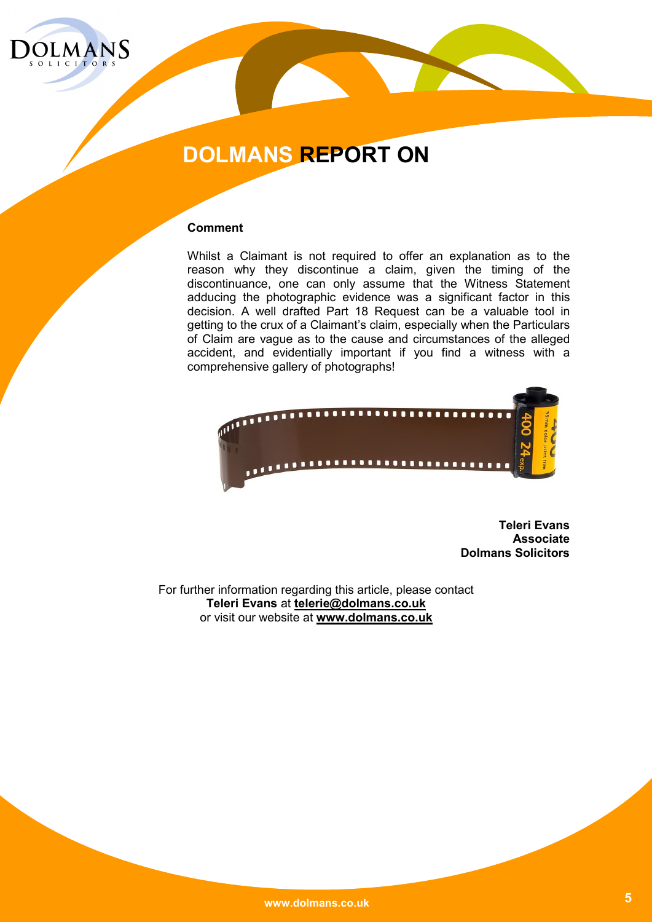# DOLMANS REPORT ON

**Comment**

Whilst a Claimant is not required to offer an explanation as to the reason why they discontinue a claim, given the timing of the discontinuance, one can only assume that the Witness Statement adducing the photographic evidence was a significant factor in this decision. A well drafted Part 18 Request can be a valuable tool in getting to the crux of a Claimant's claim, especially when the Particulars of Claim are vague as to the cause and circumstances of the alleged accident, and evidentially important if you find a witness with a comprehensive gallery of photographs!

**Teleri Evans**
**Associate**
**Dolmans Solicitors**

For further information regarding this article, please contact **Teleri Evans** at **telerie@dolmans.co.uk** or visit our website at **www.dolmans.co.uk**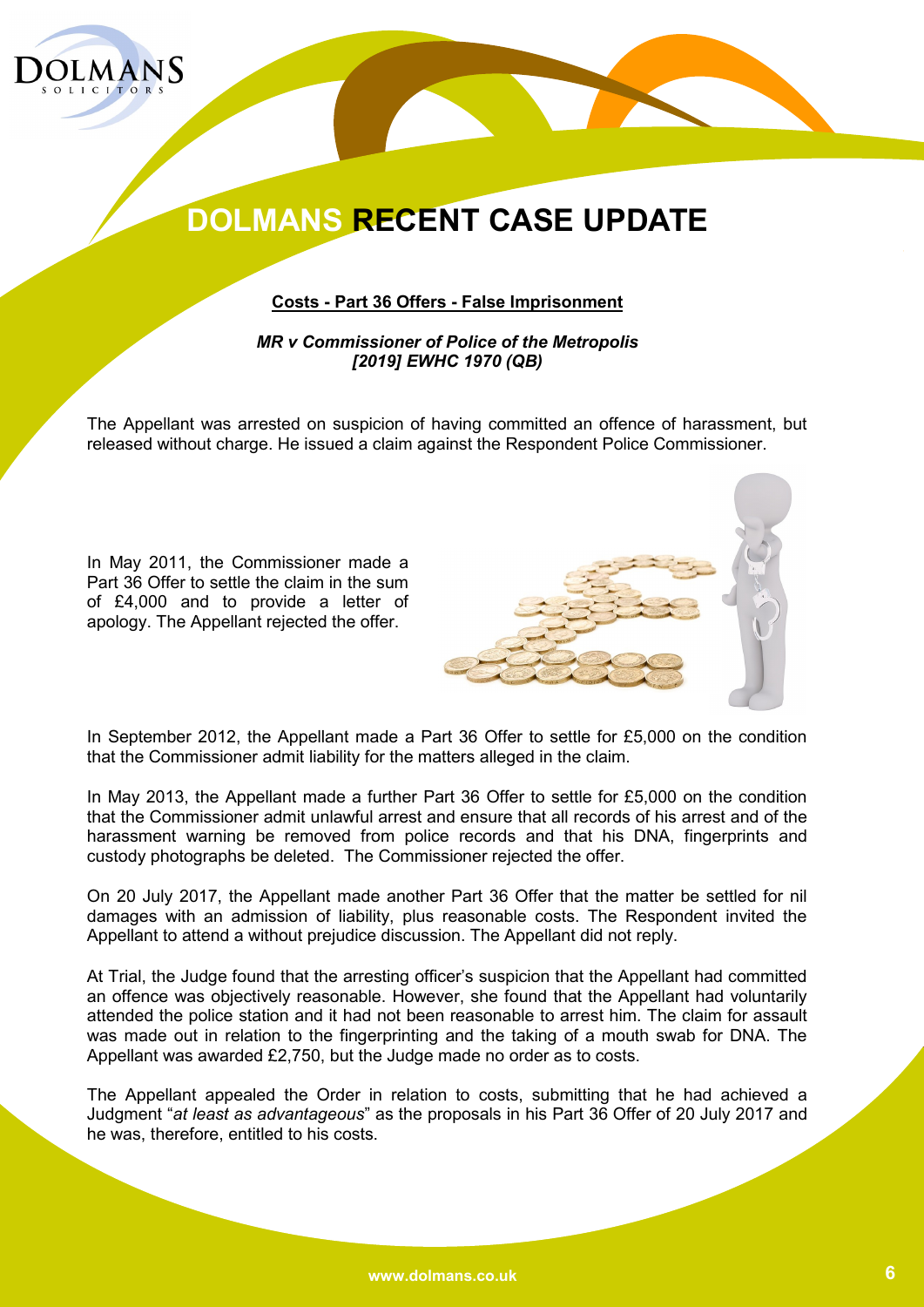# DOLMANS RECENT CASE UPDATE

**Costs - Part 36 Offers - False Imprisonment**

***MR v Commissioner of Police of the Metropolis***
***[2019] EWHC 1970 (QB)***

The Appellant was arrested on suspicion of having committed an offence of harassment, but released without charge. He issued a claim against the Respondent Police Commissioner.

In May 2011, the Commissioner made a Part 36 Offer to settle the claim in the sum of £4,000 and to provide a letter of apology. The Appellant rejected the offer.

In September 2012, the Appellant made a Part 36 Offer to settle for £5,000 on the condition that the Commissioner admit liability for the matters alleged in the claim.

In May 2013, the Appellant made a further Part 36 Offer to settle for £5,000 on the condition that the Commissioner admit unlawful arrest and ensure that all records of his arrest and of the harassment warning be removed from police records and that his DNA, fingerprints and custody photographs be deleted. The Commissioner rejected the offer.

On 20 July 2017, the Appellant made another Part 36 Offer that the matter be settled for nil damages with an admission of liability, plus reasonable costs. The Respondent invited the Appellant to attend a without prejudice discussion. The Appellant did not reply.

At Trial, the Judge found that the arresting officer's suspicion that the Appellant had committed an offence was objectively reasonable. However, she found that the Appellant had voluntarily attended the police station and it had not been reasonable to arrest him. The claim for assault was made out in relation to the fingerprinting and the taking of a mouth swab for DNA. The Appellant was awarded £2,750, but the Judge made no order as to costs.

The Appellant appealed the Order in relation to costs, submitting that he had achieved a Judgment "*at least as advantageous*" as the proposals in his Part 36 Offer of 20 July 2017 and he was, therefore, entitled to his costs.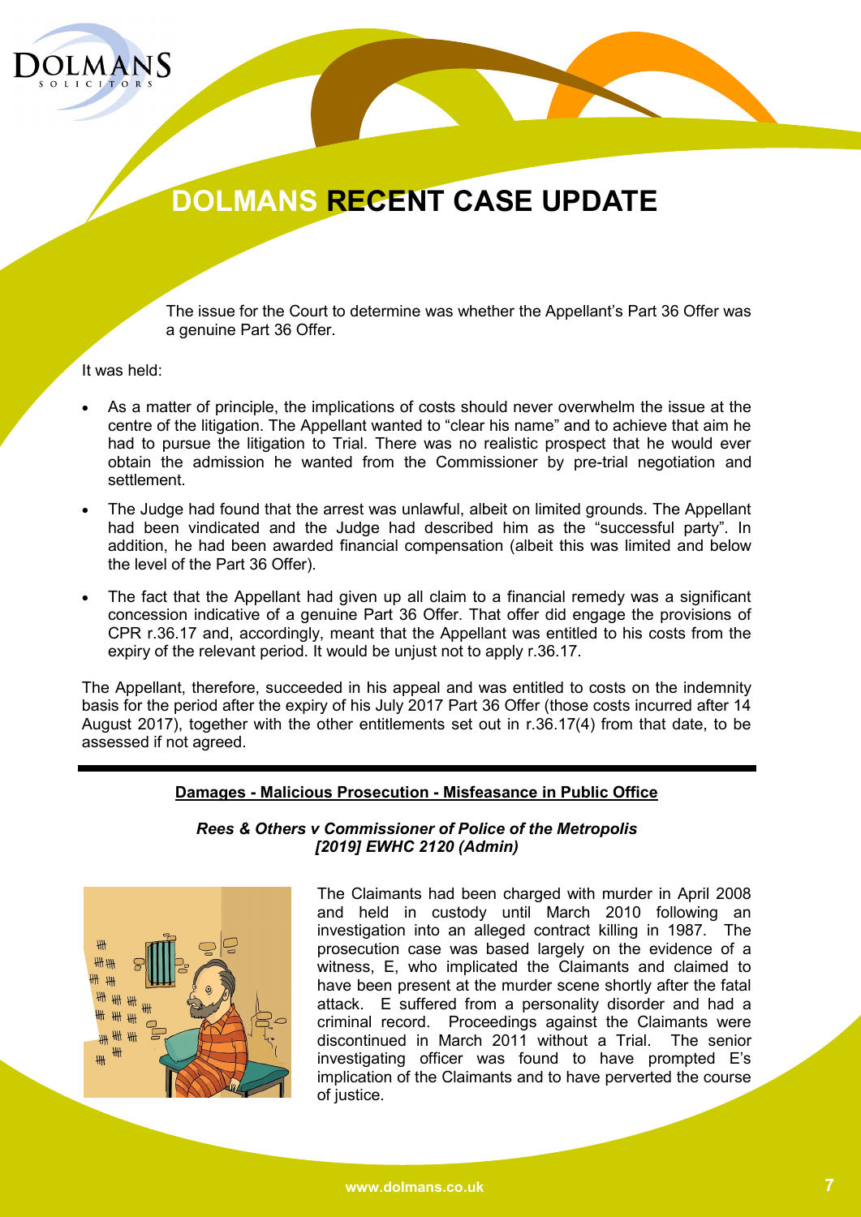# DOLMANS RECENT CASE UPDATE

The issue for the Court to determine was whether the Appellant's Part 36 Offer was a genuine Part 36 Offer.

It was held:

- As a matter of principle, the implications of costs should never overwhelm the issue at the centre of the litigation. The Appellant wanted to "clear his name" and to achieve that aim he had to pursue the litigation to Trial. There was no realistic prospect that he would ever obtain the admission he wanted from the Commissioner by pre-trial negotiation and settlement.
- The Judge had found that the arrest was unlawful, albeit on limited grounds. The Appellant had been vindicated and the Judge had described him as the "successful party". In addition, he had been awarded financial compensation (albeit this was limited and below the level of the Part 36 Offer).
- The fact that the Appellant had given up all claim to a financial remedy was a significant concession indicative of a genuine Part 36 Offer. That offer did engage the provisions of CPR r.36.17 and, accordingly, meant that the Appellant was entitled to his costs from the expiry of the relevant period. It would be unjust not to apply r.36.17.

The Appellant, therefore, succeeded in his appeal and was entitled to costs on the indemnity basis for the period after the expiry of his July 2017 Part 36 Offer (those costs incurred after 14 August 2017), together with the other entitlements set out in r.36.17(4) from that date, to be assessed if not agreed.

---

## Damages - Malicious Prosecution - Misfeasance in Public Office

***Rees & Others v Commissioner of Police of the Metropolis [2019] EWHC 2120 (Admin)***

The Claimants had been charged with murder in April 2008 and held in custody until March 2010 following an investigation into an alleged contract killing in 1987. The prosecution case was based largely on the evidence of a witness, E, who implicated the Claimants and claimed to have been present at the murder scene shortly after the fatal attack. E suffered from a personality disorder and had a criminal record. Proceedings against the Claimants were discontinued in March 2011 without a Trial. The senior investigating officer was found to have prompted E's implication of the Claimants and to have perverted the course of justice.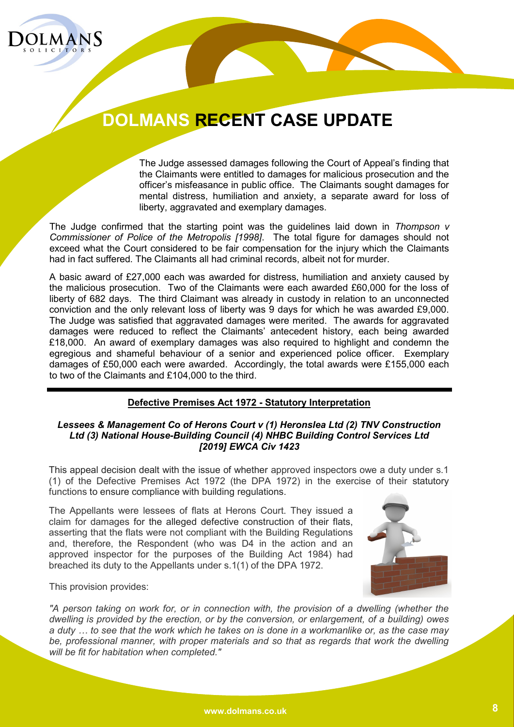# DOLMANS RECENT CASE UPDATE

The Judge assessed damages following the Court of Appeal's finding that the Claimants were entitled to damages for malicious prosecution and the officer's misfeasance in public office. The Claimants sought damages for mental distress, humiliation and anxiety, a separate award for loss of liberty, aggravated and exemplary damages.

The Judge confirmed that the starting point was the guidelines laid down in *Thompson v Commissioner of Police of the Metropolis [1998]*. The total figure for damages should not exceed what the Court considered to be fair compensation for the injury which the Claimants had in fact suffered. The Claimants all had criminal records, albeit not for murder.

A basic award of £27,000 each was awarded for distress, humiliation and anxiety caused by the malicious prosecution. Two of the Claimants were each awarded £60,000 for the loss of liberty of 682 days. The third Claimant was already in custody in relation to an unconnected conviction and the only relevant loss of liberty was 9 days for which he was awarded £9,000. The Judge was satisfied that aggravated damages were merited. The awards for aggravated damages were reduced to reflect the Claimants' antecedent history, each being awarded £18,000. An award of exemplary damages was also required to highlight and condemn the egregious and shameful behaviour of a senior and experienced police officer. Exemplary damages of £50,000 each were awarded. Accordingly, the total awards were £155,000 each to two of the Claimants and £104,000 to the third.

---

## Defective Premises Act 1972 - Statutory Interpretation

***Lessees & Management Co of Herons Court v (1) Heronslea Ltd (2) TNV Construction Ltd (3) National House-Building Council (4) NHBC Building Control Services Ltd [2019] EWCA Civ 1423***

This appeal decision dealt with the issue of whether approved inspectors owe a duty under s.1 (1) of the Defective Premises Act 1972 (the DPA 1972) in the exercise of their statutory functions to ensure compliance with building regulations.

The Appellants were lessees of flats at Herons Court. They issued a claim for damages for the alleged defective construction of their flats, asserting that the flats were not compliant with the Building Regulations and, therefore, the Respondent (who was D4 in the action and an approved inspector for the purposes of the Building Act 1984) had breached its duty to the Appellants under s.1(1) of the DPA 1972.

This provision provides:

*"A person taking on work for, or in connection with, the provision of a dwelling (whether the dwelling is provided by the erection, or by the conversion, or enlargement, of a building) owes a duty … to see that the work which he takes on is done in a workmanlike or, as the case may be, professional manner, with proper materials and so that as regards that work the dwelling will be fit for habitation when completed."*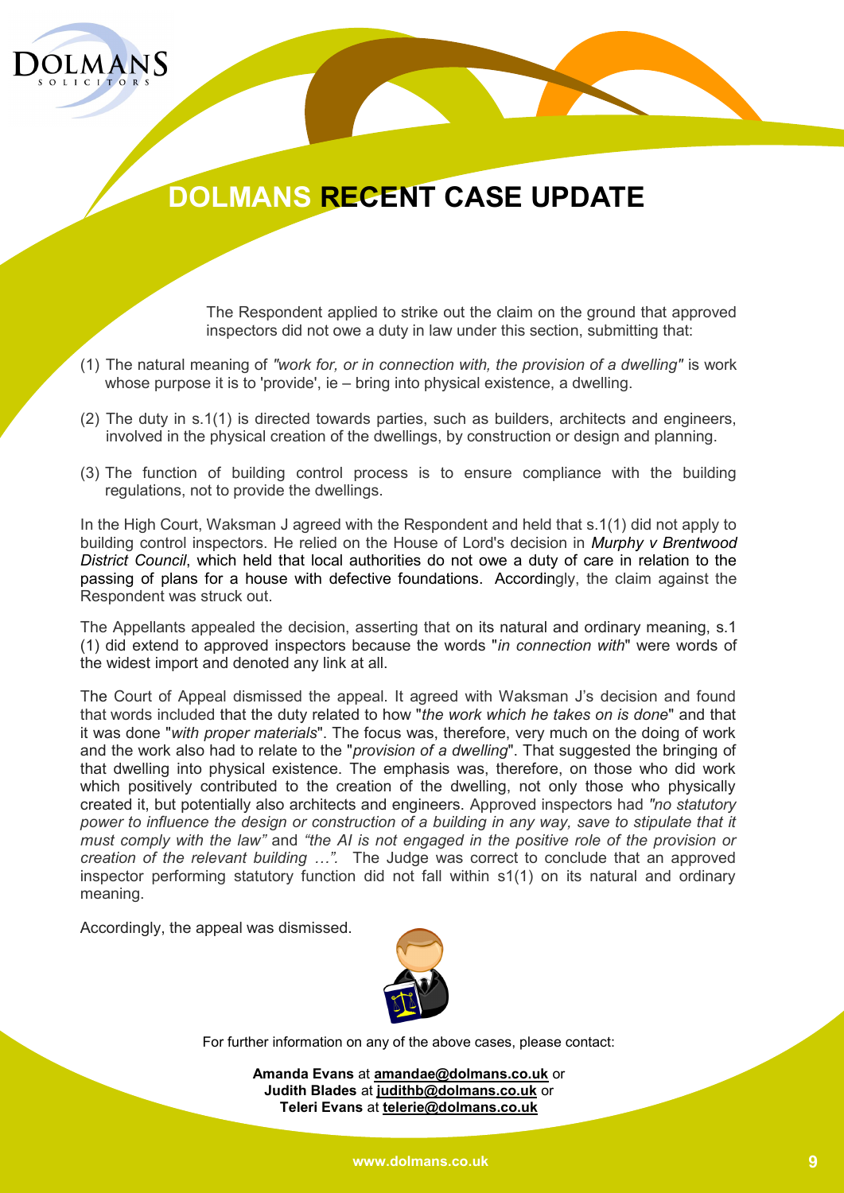# DOLMANS RECENT CASE UPDATE

The Respondent applied to strike out the claim on the ground that approved inspectors did not owe a duty in law under this section, submitting that:

(1) The natural meaning of *"work for, or in connection with, the provision of a dwelling"* is work whose purpose it is to 'provide', ie – bring into physical existence, a dwelling.

(2) The duty in s.1(1) is directed towards parties, such as builders, architects and engineers, involved in the physical creation of the dwellings, by construction or design and planning.

(3) The function of building control process is to ensure compliance with the building regulations, not to provide the dwellings.

In the High Court, Waksman J agreed with the Respondent and held that s.1(1) did not apply to building control inspectors. He relied on the House of Lord's decision in *Murphy v Brentwood District Council*, which held that local authorities do not owe a duty of care in relation to the passing of plans for a house with defective foundations. Accordingly, the claim against the Respondent was struck out.

The Appellants appealed the decision, asserting that on its natural and ordinary meaning, s.1 (1) did extend to approved inspectors because the words "*in connection with*" were words of the widest import and denoted any link at all.

The Court of Appeal dismissed the appeal. It agreed with Waksman J's decision and found that words included that the duty related to how "*the work which he takes on is done*" and that it was done "*with proper materials*". The focus was, therefore, very much on the doing of work and the work also had to relate to the "*provision of a dwelling*". That suggested the bringing of that dwelling into physical existence. The emphasis was, therefore, on those who did work which positively contributed to the creation of the dwelling, not only those who physically created it, but potentially also architects and engineers. Approved inspectors had *"no statutory power to influence the design or construction of a building in any way, save to stipulate that it must comply with the law"* and *"the AI is not engaged in the positive role of the provision or creation of the relevant building …".* The Judge was correct to conclude that an approved inspector performing statutory function did not fall within s1(1) on its natural and ordinary meaning.

Accordingly, the appeal was dismissed.

For further information on any of the above cases, please contact:

**Amanda Evans** at **amandae@dolmans.co.uk** or
**Judith Blades** at **judithb@dolmans.co.uk** or
**Teleri Evans** at **telerie@dolmans.co.uk**

**www.dolmans.co.uk**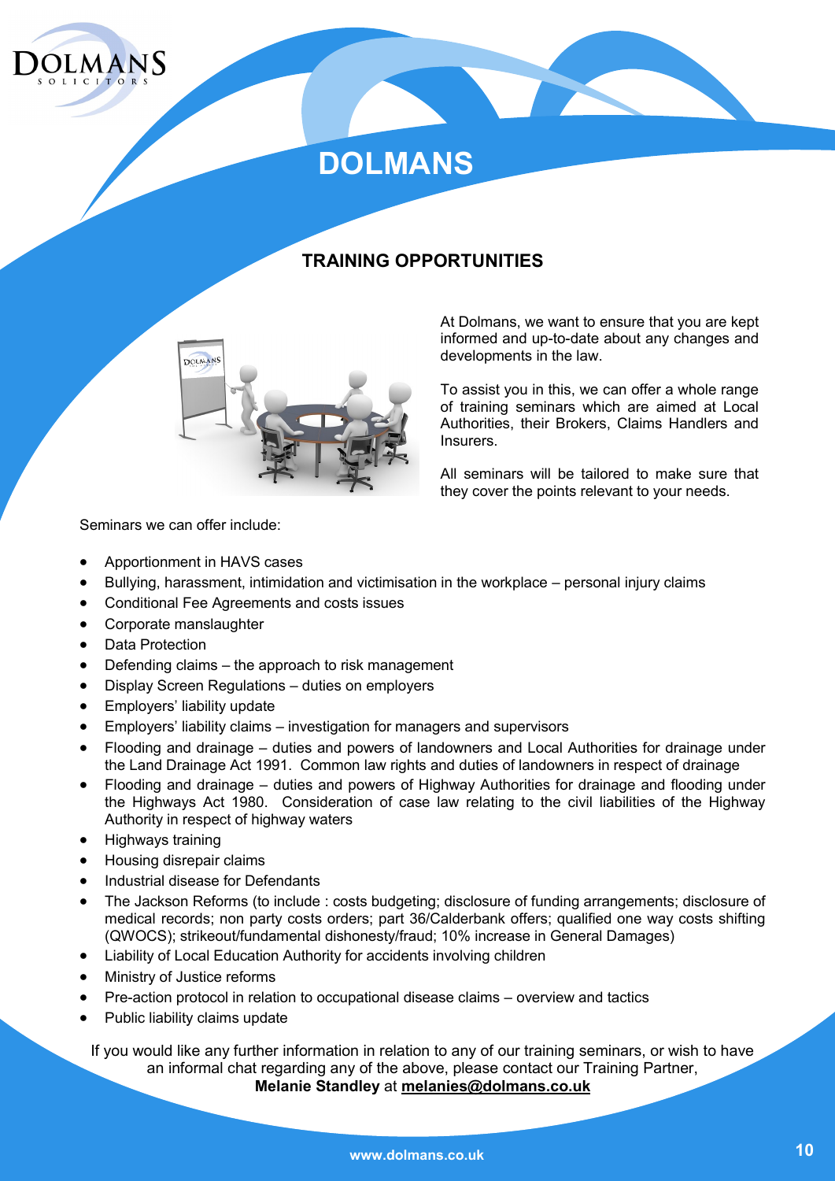# DOLMANS

## TRAINING OPPORTUNITIES

At Dolmans, we want to ensure that you are kept informed and up-to-date about any changes and developments in the law.

To assist you in this, we can offer a whole range of training seminars which are aimed at Local Authorities, their Brokers, Claims Handlers and Insurers.

All seminars will be tailored to make sure that they cover the points relevant to your needs.

Seminars we can offer include:

- Apportionment in HAVS cases
- Bullying, harassment, intimidation and victimisation in the workplace – personal injury claims
- Conditional Fee Agreements and costs issues
- Corporate manslaughter
- Data Protection
- Defending claims – the approach to risk management
- Display Screen Regulations – duties on employers
- Employers' liability update
- Employers' liability claims – investigation for managers and supervisors
- Flooding and drainage – duties and powers of landowners and Local Authorities for drainage under the Land Drainage Act 1991. Common law rights and duties of landowners in respect of drainage
- Flooding and drainage – duties and powers of Highway Authorities for drainage and flooding under the Highways Act 1980. Consideration of case law relating to the civil liabilities of the Highway Authority in respect of highway waters
- Highways training
- Housing disrepair claims
- Industrial disease for Defendants
- The Jackson Reforms (to include : costs budgeting; disclosure of funding arrangements; disclosure of medical records; non party costs orders; part 36/Calderbank offers; qualified one way costs shifting (QWOCS); strikeout/fundamental dishonesty/fraud; 10% increase in General Damages)
- Liability of Local Education Authority for accidents involving children
- Ministry of Justice reforms
- Pre-action protocol in relation to occupational disease claims – overview and tactics
- Public liability claims update

If you would like any further information in relation to any of our training seminars, or wish to have an informal chat regarding any of the above, please contact our Training Partner, **Melanie Standley** at **melanies@dolmans.co.uk**

www.dolmans.co.uk